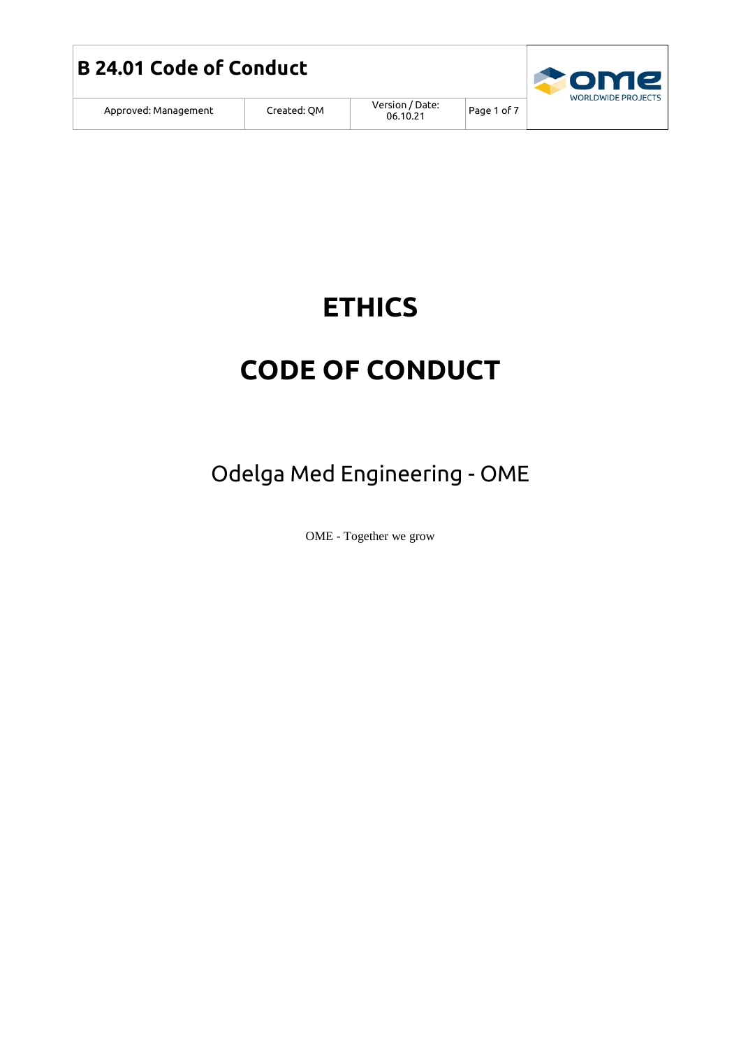# ETHICS

# CODE OF CONDUCT

## Odelga Med Engineering - OME

OME - Together we grow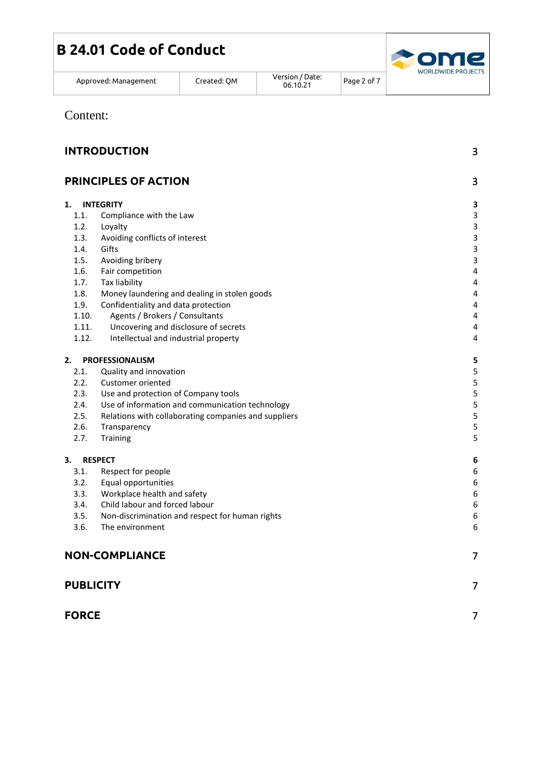Content:

**INTRODUCTION** 3

**PRINCIPLES OF ACTION** 3

**1. INTEGRITY** 3
- 1.1. Compliance with the Law 3
- 1.2. Loyalty 3
- 1.3. Avoiding conflicts of interest 3
- 1.4. Gifts 3
- 1.5. Avoiding bribery 3
- 1.6. Fair competition 4
- 1.7. Tax liability 4
- 1.8. Money laundering and dealing in stolen goods 4
- 1.9. Confidentiality and data protection 4
- 1.10. Agents / Brokers / Consultants 4
- 1.11. Uncovering and disclosure of secrets 4
- 1.12. Intellectual and industrial property 4

**2. PROFESSIONALISM** 5
- 2.1. Quality and innovation 5
- 2.2. Customer oriented 5
- 2.3. Use and protection of Company tools 5
- 2.4. Use of information and communication technology 5
- 2.5. Relations with collaborating companies and suppliers 5
- 2.6. Transparency 5
- 2.7. Training 5

**3. RESPECT** 6
- 3.1. Respect for people 6
- 3.2. Equal opportunities 6
- 3.3. Workplace health and safety 6
- 3.4. Child labour and forced labour 6
- 3.5. Non-discrimination and respect for human rights 6
- 3.6. The environment 6

**NON-COMPLIANCE** 7

**PUBLICITY** 7

**FORCE** 7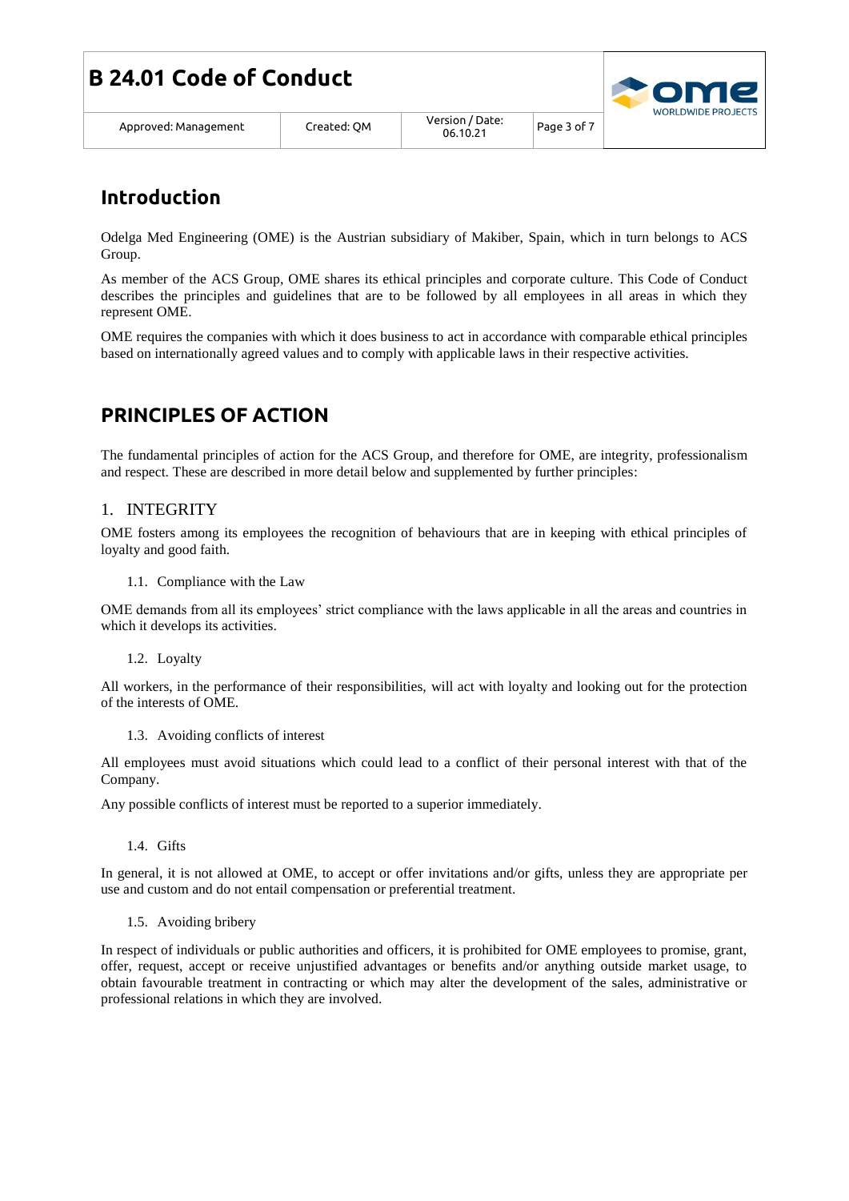## Introduction

Odelga Med Engineering (OME) is the Austrian subsidiary of Makiber, Spain, which in turn belongs to ACS Group.

As member of the ACS Group, OME shares its ethical principles and corporate culture. This Code of Conduct describes the principles and guidelines that are to be followed by all employees in all areas in which they represent OME.

OME requires the companies with which it does business to act in accordance with comparable ethical principles based on internationally agreed values and to comply with applicable laws in their respective activities.

## PRINCIPLES OF ACTION

The fundamental principles of action for the ACS Group, and therefore for OME, are integrity, professionalism and respect. These are described in more detail below and supplemented by further principles:

### 1. INTEGRITY

OME fosters among its employees the recognition of behaviours that are in keeping with ethical principles of loyalty and good faith.

#### 1.1. Compliance with the Law

OME demands from all its employees' strict compliance with the laws applicable in all the areas and countries in which it develops its activities.

#### 1.2. Loyalty

All workers, in the performance of their responsibilities, will act with loyalty and looking out for the protection of the interests of OME.

#### 1.3. Avoiding conflicts of interest

All employees must avoid situations which could lead to a conflict of their personal interest with that of the Company.

Any possible conflicts of interest must be reported to a superior immediately.

#### 1.4. Gifts

In general, it is not allowed at OME, to accept or offer invitations and/or gifts, unless they are appropriate per use and custom and do not entail compensation or preferential treatment.

#### 1.5. Avoiding bribery

In respect of individuals or public authorities and officers, it is prohibited for OME employees to promise, grant, offer, request, accept or receive unjustified advantages or benefits and/or anything outside market usage, to obtain favourable treatment in contracting or which may alter the development of the sales, administrative or professional relations in which they are involved.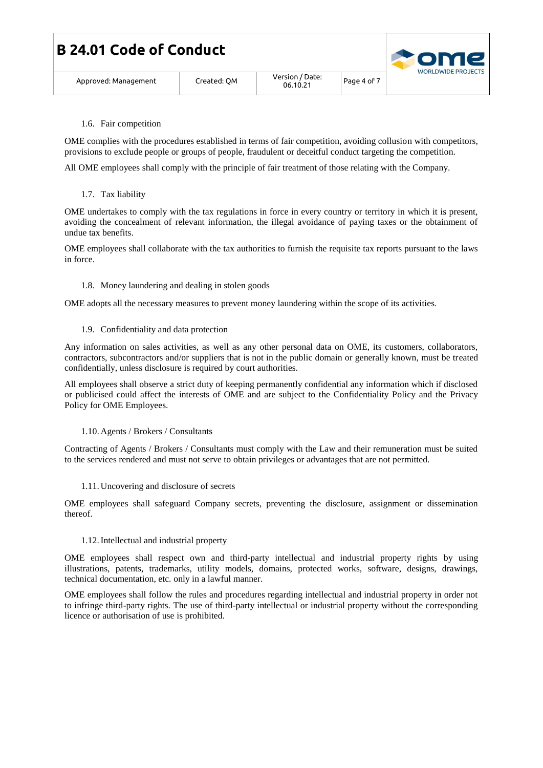### 1.6. Fair competition

OME complies with the procedures established in terms of fair competition, avoiding collusion with competitors, provisions to exclude people or groups of people, fraudulent or deceitful conduct targeting the competition.

All OME employees shall comply with the principle of fair treatment of those relating with the Company.

### 1.7. Tax liability

OME undertakes to comply with the tax regulations in force in every country or territory in which it is present, avoiding the concealment of relevant information, the illegal avoidance of paying taxes or the obtainment of undue tax benefits.

OME employees shall collaborate with the tax authorities to furnish the requisite tax reports pursuant to the laws in force.

### 1.8. Money laundering and dealing in stolen goods

OME adopts all the necessary measures to prevent money laundering within the scope of its activities.

### 1.9. Confidentiality and data protection

Any information on sales activities, as well as any other personal data on OME, its customers, collaborators, contractors, subcontractors and/or suppliers that is not in the public domain or generally known, must be treated confidentially, unless disclosure is required by court authorities.

All employees shall observe a strict duty of keeping permanently confidential any information which if disclosed or publicised could affect the interests of OME and are subject to the Confidentiality Policy and the Privacy Policy for OME Employees.

### 1.10. Agents / Brokers / Consultants

Contracting of Agents / Brokers / Consultants must comply with the Law and their remuneration must be suited to the services rendered and must not serve to obtain privileges or advantages that are not permitted.

### 1.11. Uncovering and disclosure of secrets

OME employees shall safeguard Company secrets, preventing the disclosure, assignment or dissemination thereof.

### 1.12. Intellectual and industrial property

OME employees shall respect own and third-party intellectual and industrial property rights by using illustrations, patents, trademarks, utility models, domains, protected works, software, designs, drawings, technical documentation, etc. only in a lawful manner.

OME employees shall follow the rules and procedures regarding intellectual and industrial property in order not to infringe third-party rights. The use of third-party intellectual or industrial property without the corresponding licence or authorisation of use is prohibited.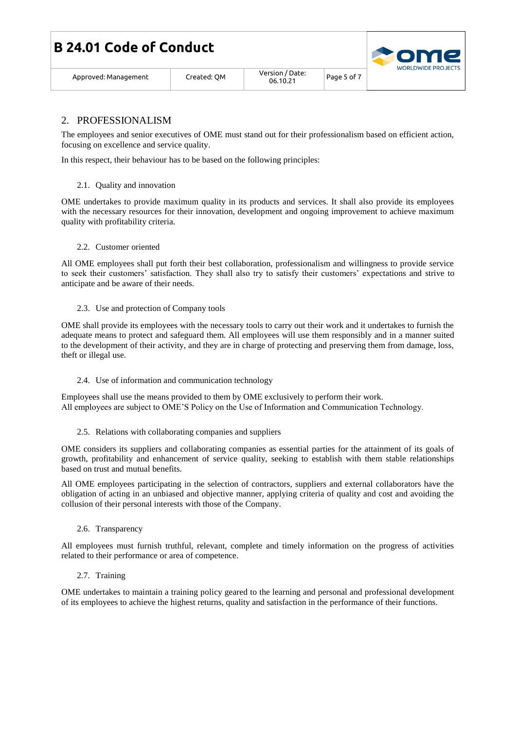## 2. PROFESSIONALISM

The employees and senior executives of OME must stand out for their professionalism based on efficient action, focusing on excellence and service quality.

In this respect, their behaviour has to be based on the following principles:

### 2.1. Quality and innovation

OME undertakes to provide maximum quality in its products and services. It shall also provide its employees with the necessary resources for their innovation, development and ongoing improvement to achieve maximum quality with profitability criteria.

### 2.2. Customer oriented

All OME employees shall put forth their best collaboration, professionalism and willingness to provide service to seek their customers' satisfaction. They shall also try to satisfy their customers' expectations and strive to anticipate and be aware of their needs.

### 2.3. Use and protection of Company tools

OME shall provide its employees with the necessary tools to carry out their work and it undertakes to furnish the adequate means to protect and safeguard them. All employees will use them responsibly and in a manner suited to the development of their activity, and they are in charge of protecting and preserving them from damage, loss, theft or illegal use.

### 2.4. Use of information and communication technology

Employees shall use the means provided to them by OME exclusively to perform their work.
All employees are subject to OME'S Policy on the Use of Information and Communication Technology.

### 2.5. Relations with collaborating companies and suppliers

OME considers its suppliers and collaborating companies as essential parties for the attainment of its goals of growth, profitability and enhancement of service quality, seeking to establish with them stable relationships based on trust and mutual benefits.

All OME employees participating in the selection of contractors, suppliers and external collaborators have the obligation of acting in an unbiased and objective manner, applying criteria of quality and cost and avoiding the collusion of their personal interests with those of the Company.

### 2.6. Transparency

All employees must furnish truthful, relevant, complete and timely information on the progress of activities related to their performance or area of competence.

### 2.7. Training

OME undertakes to maintain a training policy geared to the learning and personal and professional development of its employees to achieve the highest returns, quality and satisfaction in the performance of their functions.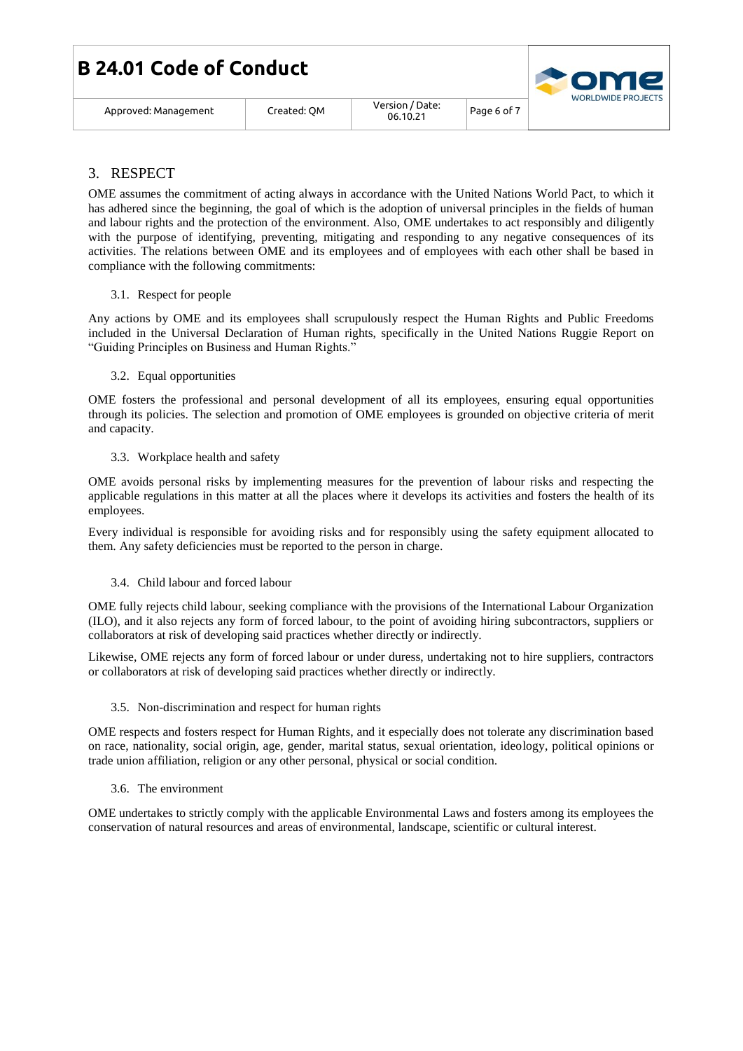## 3. RESPECT

OME assumes the commitment of acting always in accordance with the United Nations World Pact, to which it has adhered since the beginning, the goal of which is the adoption of universal principles in the fields of human and labour rights and the protection of the environment. Also, OME undertakes to act responsibly and diligently with the purpose of identifying, preventing, mitigating and responding to any negative consequences of its activities. The relations between OME and its employees and of employees with each other shall be based in compliance with the following commitments:

### 3.1. Respect for people

Any actions by OME and its employees shall scrupulously respect the Human Rights and Public Freedoms included in the Universal Declaration of Human rights, specifically in the United Nations Ruggie Report on "Guiding Principles on Business and Human Rights."

### 3.2. Equal opportunities

OME fosters the professional and personal development of all its employees, ensuring equal opportunities through its policies. The selection and promotion of OME employees is grounded on objective criteria of merit and capacity.

### 3.3. Workplace health and safety

OME avoids personal risks by implementing measures for the prevention of labour risks and respecting the applicable regulations in this matter at all the places where it develops its activities and fosters the health of its employees.

Every individual is responsible for avoiding risks and for responsibly using the safety equipment allocated to them. Any safety deficiencies must be reported to the person in charge.

### 3.4. Child labour and forced labour

OME fully rejects child labour, seeking compliance with the provisions of the International Labour Organization (ILO), and it also rejects any form of forced labour, to the point of avoiding hiring subcontractors, suppliers or collaborators at risk of developing said practices whether directly or indirectly.

Likewise, OME rejects any form of forced labour or under duress, undertaking not to hire suppliers, contractors or collaborators at risk of developing said practices whether directly or indirectly.

### 3.5. Non-discrimination and respect for human rights

OME respects and fosters respect for Human Rights, and it especially does not tolerate any discrimination based on race, nationality, social origin, age, gender, marital status, sexual orientation, ideology, political opinions or trade union affiliation, religion or any other personal, physical or social condition.

### 3.6. The environment

OME undertakes to strictly comply with the applicable Environmental Laws and fosters among its employees the conservation of natural resources and areas of environmental, landscape, scientific or cultural interest.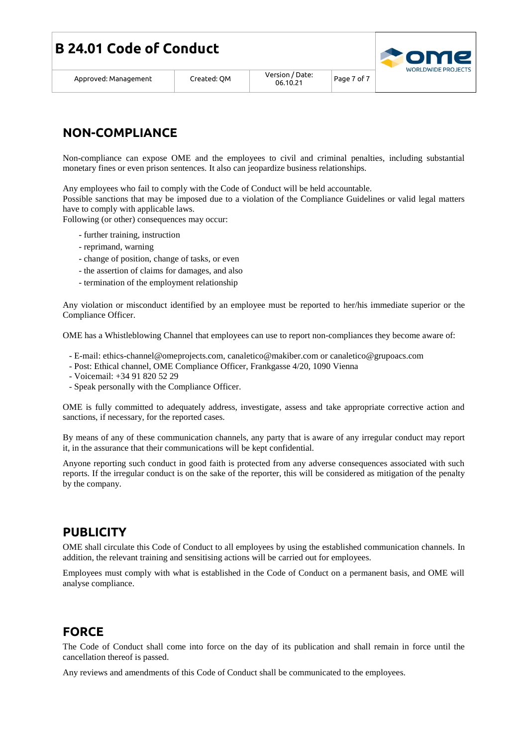## NON-COMPLIANCE

Non-compliance can expose OME and the employees to civil and criminal penalties, including substantial monetary fines or even prison sentences. It also can jeopardize business relationships.

Any employees who fail to comply with the Code of Conduct will be held accountable.
Possible sanctions that may be imposed due to a violation of the Compliance Guidelines or valid legal matters have to comply with applicable laws.
Following (or other) consequences may occur:

- further training, instruction
- reprimand, warning
- change of position, change of tasks, or even
- the assertion of claims for damages, and also
- termination of the employment relationship

Any violation or misconduct identified by an employee must be reported to her/his immediate superior or the Compliance Officer.

OME has a Whistleblowing Channel that employees can use to report non-compliances they become aware of:

- E-mail: ethics-channel@omeprojects.com, canaletico@makiber.com or canaletico@grupoacs.com
- Post: Ethical channel, OME Compliance Officer, Frankgasse 4/20, 1090 Vienna
- Voicemail: +34 91 820 52 29
- Speak personally with the Compliance Officer.

OME is fully committed to adequately address, investigate, assess and take appropriate corrective action and sanctions, if necessary, for the reported cases.

By means of any of these communication channels, any party that is aware of any irregular conduct may report it, in the assurance that their communications will be kept confidential.

Anyone reporting such conduct in good faith is protected from any adverse consequences associated with such reports. If the irregular conduct is on the sake of the reporter, this will be considered as mitigation of the penalty by the company.

## PUBLICITY

OME shall circulate this Code of Conduct to all employees by using the established communication channels. In addition, the relevant training and sensitising actions will be carried out for employees.

Employees must comply with what is established in the Code of Conduct on a permanent basis, and OME will analyse compliance.

## FORCE

The Code of Conduct shall come into force on the day of its publication and shall remain in force until the cancellation thereof is passed.

Any reviews and amendments of this Code of Conduct shall be communicated to the employees.